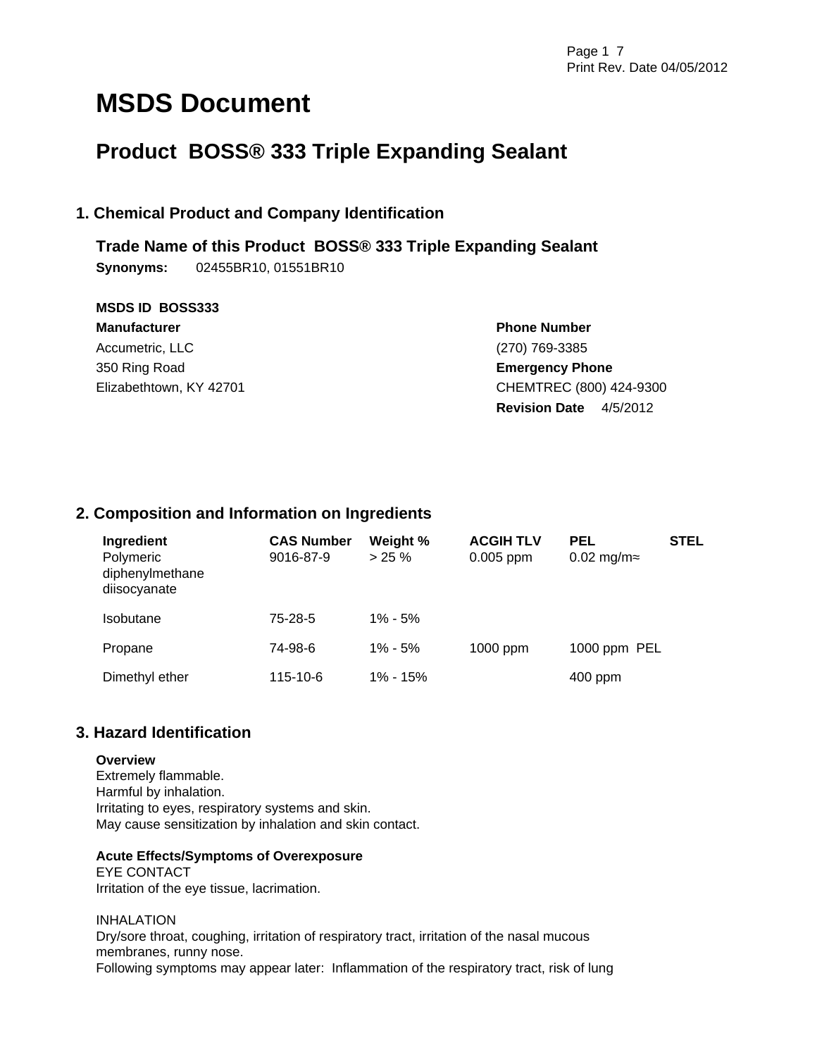# MSDS Document

## Product BOSS® 333 Triple Expanding Sealant

### 1. Chemical Product and Company Identification

**Trade Name of this Product BOSS® 333 Triple Expanding Sealant**

**Synonyms:** 02455BR10, 01551BR10

**MSDS ID BOSS333**

**Manufacturer**
Accumetric, LLC
350 Ring Road
Elizabethtown, KY 42701

**Phone Number**
(270) 769-3385

**Emergency Phone**
CHEMTREC (800) 424-9300

**Revision Date** 4/5/2012

### 2. Composition and Information on Ingredients

| Ingredient | CAS Number | Weight % | ACGIH TLV | PEL | STEL |
|---|---|---|---|---|---|
| Polymeric diphenylmethane diisocyanate | 9016-87-9 | > 25 % | 0.005 ppm | 0.02 mg/m≈ | |
| Isobutane | 75-28-5 | 1% - 5% | | | |
| Propane | 74-98-6 | 1% - 5% | 1000 ppm | 1000 ppm PEL | |
| Dimethyl ether | 115-10-6 | 1% - 15% | | 400 ppm | |

### 3. Hazard Identification

**Overview**
Extremely flammable.
Harmful by inhalation.
Irritating to eyes, respiratory systems and skin.
May cause sensitization by inhalation and skin contact.

**Acute Effects/Symptoms of Overexposure**

EYE CONTACT
Irritation of the eye tissue, lacrimation.

INHALATION
Dry/sore throat, coughing, irritation of respiratory tract, irritation of the nasal mucous membranes, runny nose.
Following symptoms may appear later: Inflammation of the respiratory tract, risk of lung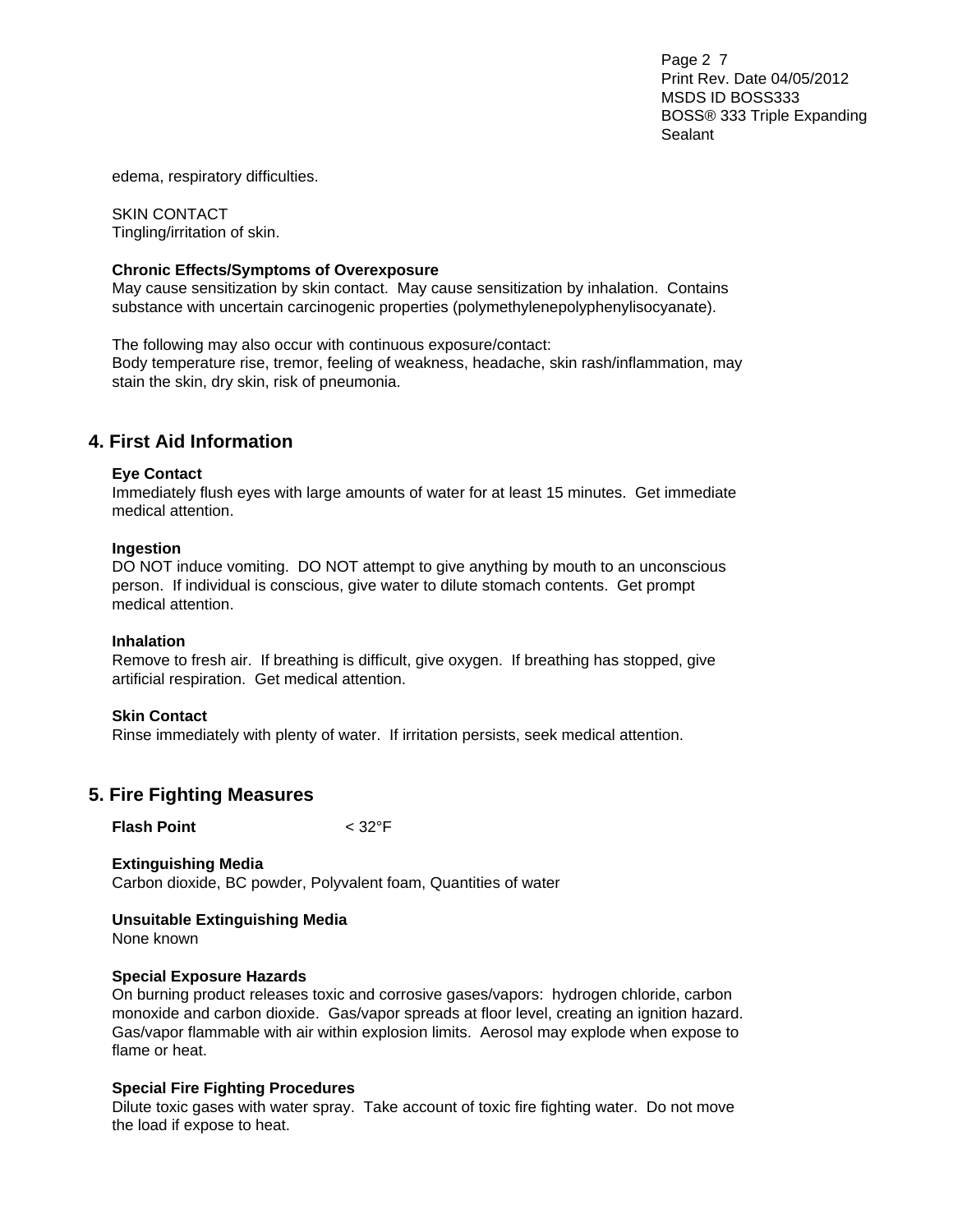edema, respiratory difficulties.

SKIN CONTACT
Tingling/irritation of skin.

**Chronic Effects/Symptoms of Overexposure**
May cause sensitization by skin contact. May cause sensitization by inhalation. Contains substance with uncertain carcinogenic properties (polymethylenepolyphenylisocyanate).

The following may also occur with continuous exposure/contact:
Body temperature rise, tremor, feeling of weakness, headache, skin rash/inflammation, may stain the skin, dry skin, risk of pneumonia.

## 4. First Aid Information

**Eye Contact**
Immediately flush eyes with large amounts of water for at least 15 minutes. Get immediate medical attention.

**Ingestion**
DO NOT induce vomiting. DO NOT attempt to give anything by mouth to an unconscious person. If individual is conscious, give water to dilute stomach contents. Get prompt medical attention.

**Inhalation**
Remove to fresh air. If breathing is difficult, give oxygen. If breathing has stopped, give artificial respiration. Get medical attention.

**Skin Contact**
Rinse immediately with plenty of water. If irritation persists, seek medical attention.

## 5. Fire Fighting Measures

**Flash Point** < 32°F

**Extinguishing Media**
Carbon dioxide, BC powder, Polyvalent foam, Quantities of water

**Unsuitable Extinguishing Media**
None known

**Special Exposure Hazards**
On burning product releases toxic and corrosive gases/vapors: hydrogen chloride, carbon monoxide and carbon dioxide. Gas/vapor spreads at floor level, creating an ignition hazard. Gas/vapor flammable with air within explosion limits. Aerosol may explode when expose to flame or heat.

**Special Fire Fighting Procedures**
Dilute toxic gases with water spray. Take account of toxic fire fighting water. Do not move the load if expose to heat.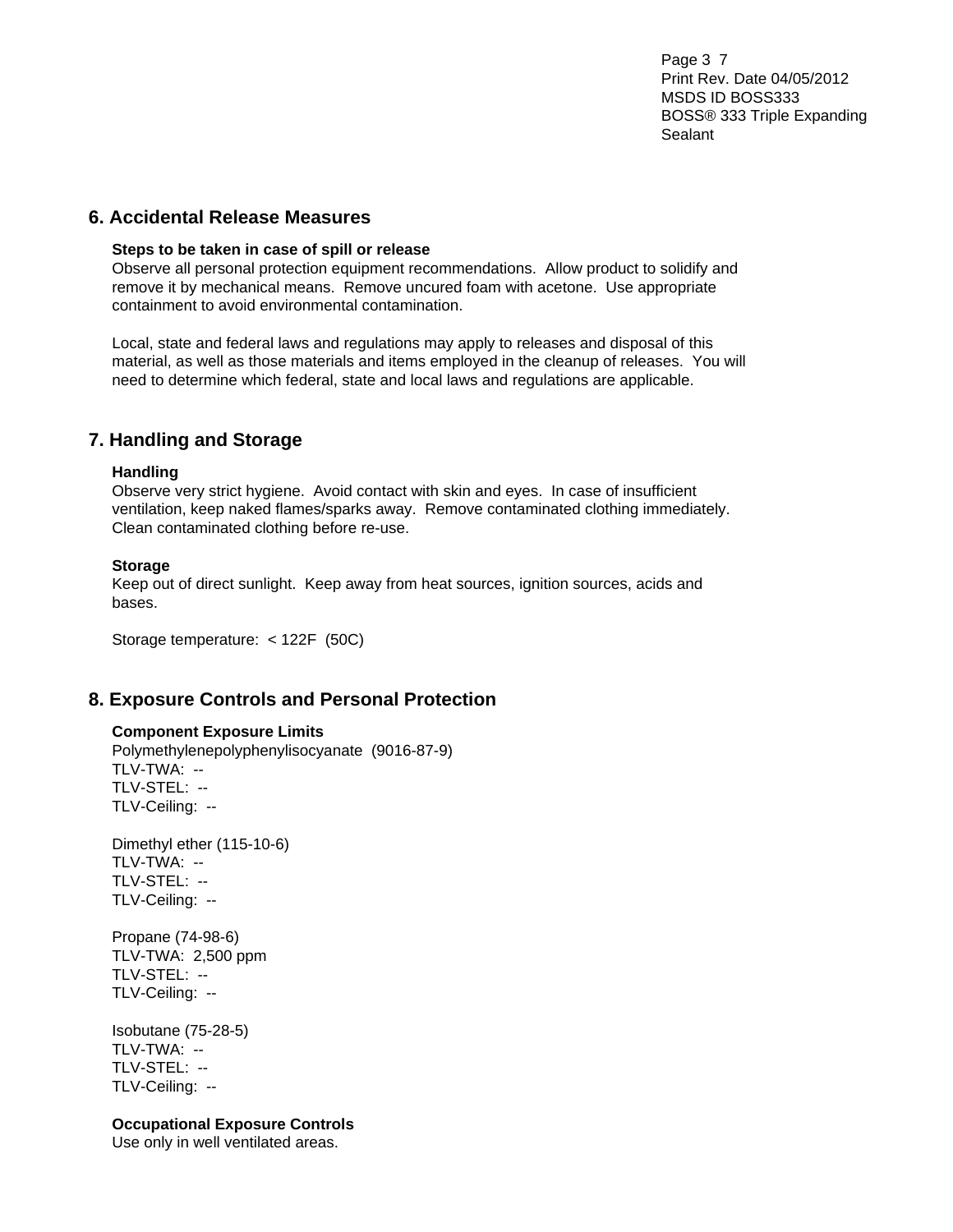## 6. Accidental Release Measures

**Steps to be taken in case of spill or release**

Observe all personal protection equipment recommendations. Allow product to solidify and remove it by mechanical means. Remove uncured foam with acetone. Use appropriate containment to avoid environmental contamination.

Local, state and federal laws and regulations may apply to releases and disposal of this material, as well as those materials and items employed in the cleanup of releases. You will need to determine which federal, state and local laws and regulations are applicable.

## 7. Handling and Storage

**Handling**

Observe very strict hygiene. Avoid contact with skin and eyes. In case of insufficient ventilation, keep naked flames/sparks away. Remove contaminated clothing immediately. Clean contaminated clothing before re-use.

**Storage**

Keep out of direct sunlight. Keep away from heat sources, ignition sources, acids and bases.

Storage temperature: < 122F (50C)

## 8. Exposure Controls and Personal Protection

**Component Exposure Limits**

Polymethylenepolyphenylisocyanate (9016-87-9)
TLV-TWA: --
TLV-STEL: --
TLV-Ceiling: --

Dimethyl ether (115-10-6)
TLV-TWA: --
TLV-STEL: --
TLV-Ceiling: --

Propane (74-98-6)
TLV-TWA: 2,500 ppm
TLV-STEL: --
TLV-Ceiling: --

Isobutane (75-28-5)
TLV-TWA: --
TLV-STEL: --
TLV-Ceiling: --

**Occupational Exposure Controls**

Use only in well ventilated areas.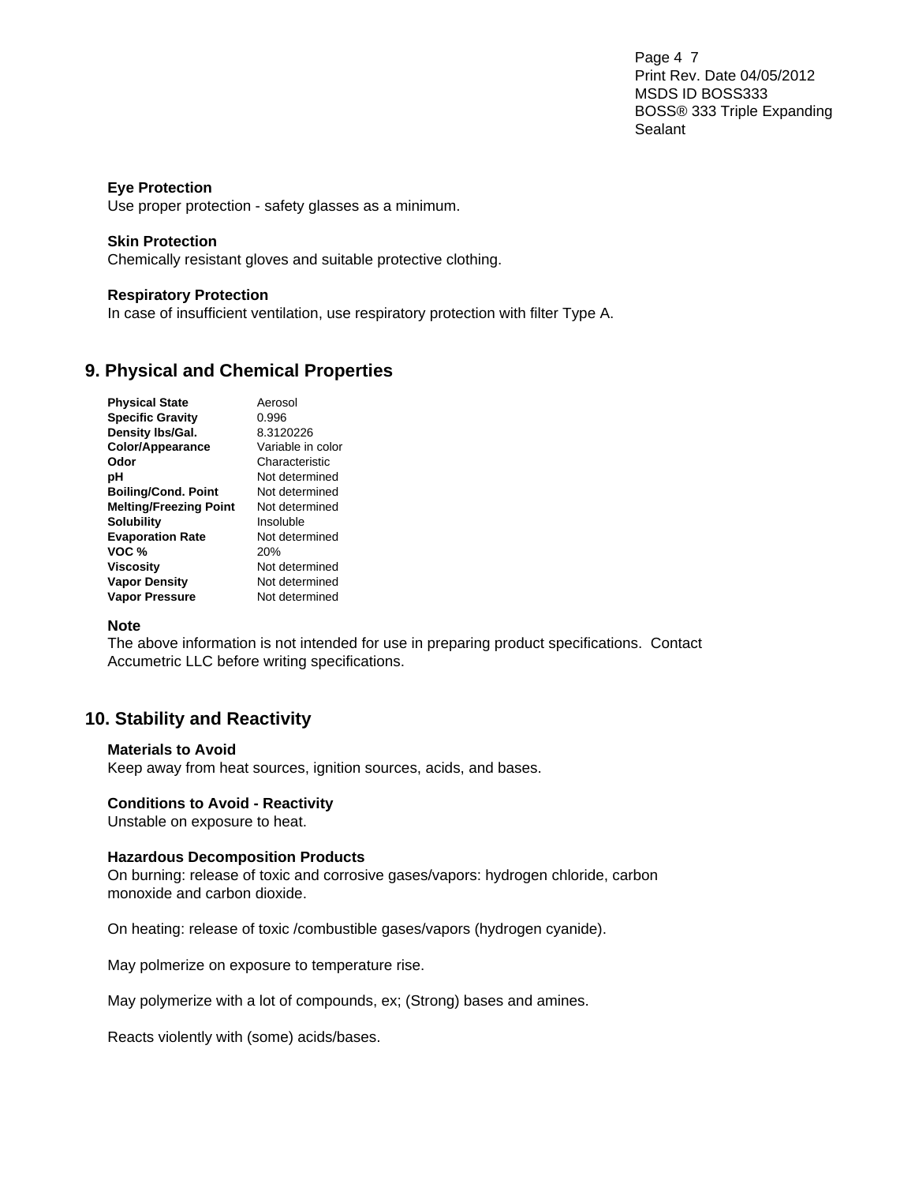### Eye Protection

Use proper protection - safety glasses as a minimum.

### Skin Protection

Chemically resistant gloves and suitable protective clothing.

### Respiratory Protection

In case of insufficient ventilation, use respiratory protection with filter Type A.

## 9. Physical and Chemical Properties

| | |
|---|---|
| **Physical State** | Aerosol |
| **Specific Gravity** | 0.996 |
| **Density lbs/Gal.** | 8.3120226 |
| **Color/Appearance** | Variable in color |
| **Odor** | Characteristic |
| **pH** | Not determined |
| **Boiling/Cond. Point** | Not determined |
| **Melting/Freezing Point** | Not determined |
| **Solubility** | Insoluble |
| **Evaporation Rate** | Not determined |
| **VOC %** | 20% |
| **Viscosity** | Not determined |
| **Vapor Density** | Not determined |
| **Vapor Pressure** | Not determined |

### Note

The above information is not intended for use in preparing product specifications. Contact Accumetric LLC before writing specifications.

## 10. Stability and Reactivity

### Materials to Avoid

Keep away from heat sources, ignition sources, acids, and bases.

### Conditions to Avoid - Reactivity

Unstable on exposure to heat.

### Hazardous Decomposition Products

On burning: release of toxic and corrosive gases/vapors: hydrogen chloride, carbon monoxide and carbon dioxide.

On heating: release of toxic /combustible gases/vapors (hydrogen cyanide).

May polmerize on exposure to temperature rise.

May polymerize with a lot of compounds, ex; (Strong) bases and amines.

Reacts violently with (some) acids/bases.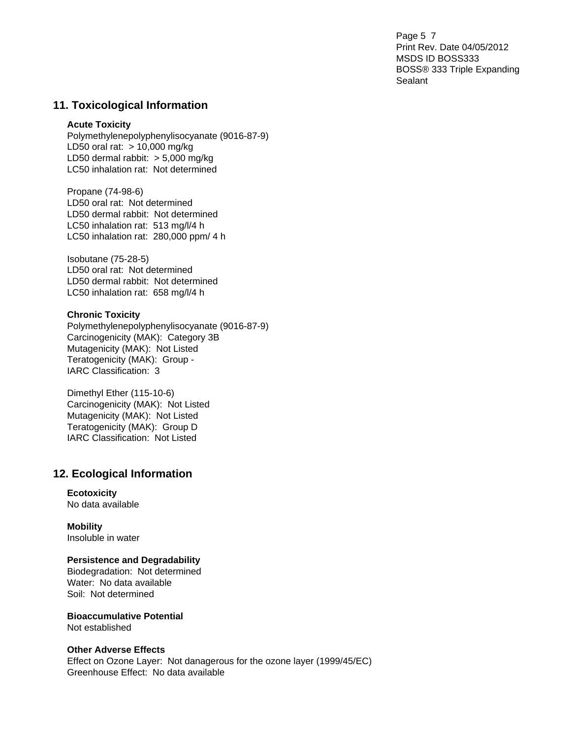## 11. Toxicological Information

**Acute Toxicity**

Polymethylenepolyphenylisocyanate (9016-87-9)
LD50 oral rat: > 10,000 mg/kg
LD50 dermal rabbit: > 5,000 mg/kg
LC50 inhalation rat: Not determined

Propane (74-98-6)
LD50 oral rat: Not determined
LD50 dermal rabbit: Not determined
LC50 inhalation rat: 513 mg/l/4 h
LC50 inhalation rat: 280,000 ppm/ 4 h

Isobutane (75-28-5)
LD50 oral rat: Not determined
LD50 dermal rabbit: Not determined
LC50 inhalation rat: 658 mg/l/4 h

**Chronic Toxicity**

Polymethylenepolyphenylisocyanate (9016-87-9)
Carcinogenicity (MAK): Category 3B
Mutagenicity (MAK): Not Listed
Teratogenicity (MAK): Group -
IARC Classification: 3

Dimethyl Ether (115-10-6)
Carcinogenicity (MAK): Not Listed
Mutagenicity (MAK): Not Listed
Teratogenicity (MAK): Group D
IARC Classification: Not Listed

## 12. Ecological Information

**Ecotoxicity**
No data available

**Mobility**
Insoluble in water

**Persistence and Degradability**
Biodegradation: Not determined
Water: No data available
Soil: Not determined

**Bioaccumulative Potential**
Not established

**Other Adverse Effects**
Effect on Ozone Layer: Not danagerous for the ozone layer (1999/45/EC)
Greenhouse Effect: No data available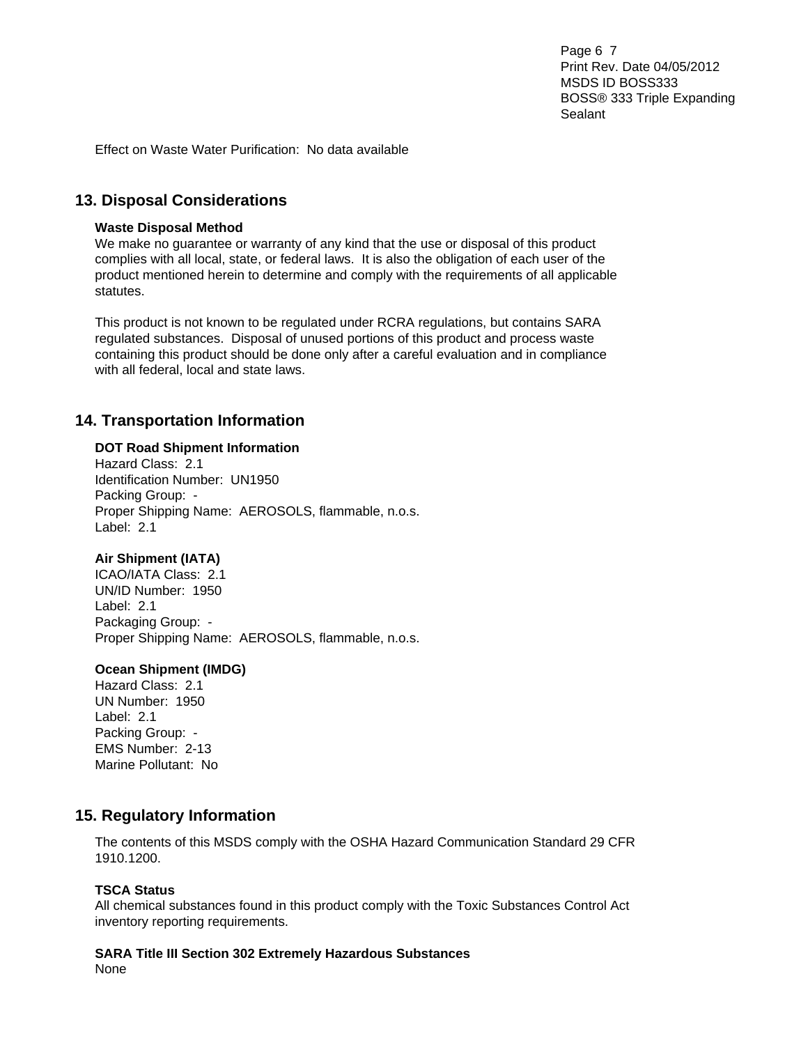Effect on Waste Water Purification: No data available

## 13. Disposal Considerations

**Waste Disposal Method**

We make no guarantee or warranty of any kind that the use or disposal of this product complies with all local, state, or federal laws. It is also the obligation of each user of the product mentioned herein to determine and comply with the requirements of all applicable statutes.

This product is not known to be regulated under RCRA regulations, but contains SARA regulated substances. Disposal of unused portions of this product and process waste containing this product should be done only after a careful evaluation and in compliance with all federal, local and state laws.

## 14. Transportation Information

**DOT Road Shipment Information**

Hazard Class: 2.1
Identification Number: UN1950
Packing Group: -
Proper Shipping Name: AEROSOLS, flammable, n.o.s.
Label: 2.1

**Air Shipment (IATA)**

ICAO/IATA Class: 2.1
UN/ID Number: 1950
Label: 2.1
Packaging Group: -
Proper Shipping Name: AEROSOLS, flammable, n.o.s.

**Ocean Shipment (IMDG)**

Hazard Class: 2.1
UN Number: 1950
Label: 2.1
Packing Group: -
EMS Number: 2-13
Marine Pollutant: No

## 15. Regulatory Information

The contents of this MSDS comply with the OSHA Hazard Communication Standard 29 CFR 1910.1200.

**TSCA Status**

All chemical substances found in this product comply with the Toxic Substances Control Act inventory reporting requirements.

**SARA Title III Section 302 Extremely Hazardous Substances**

None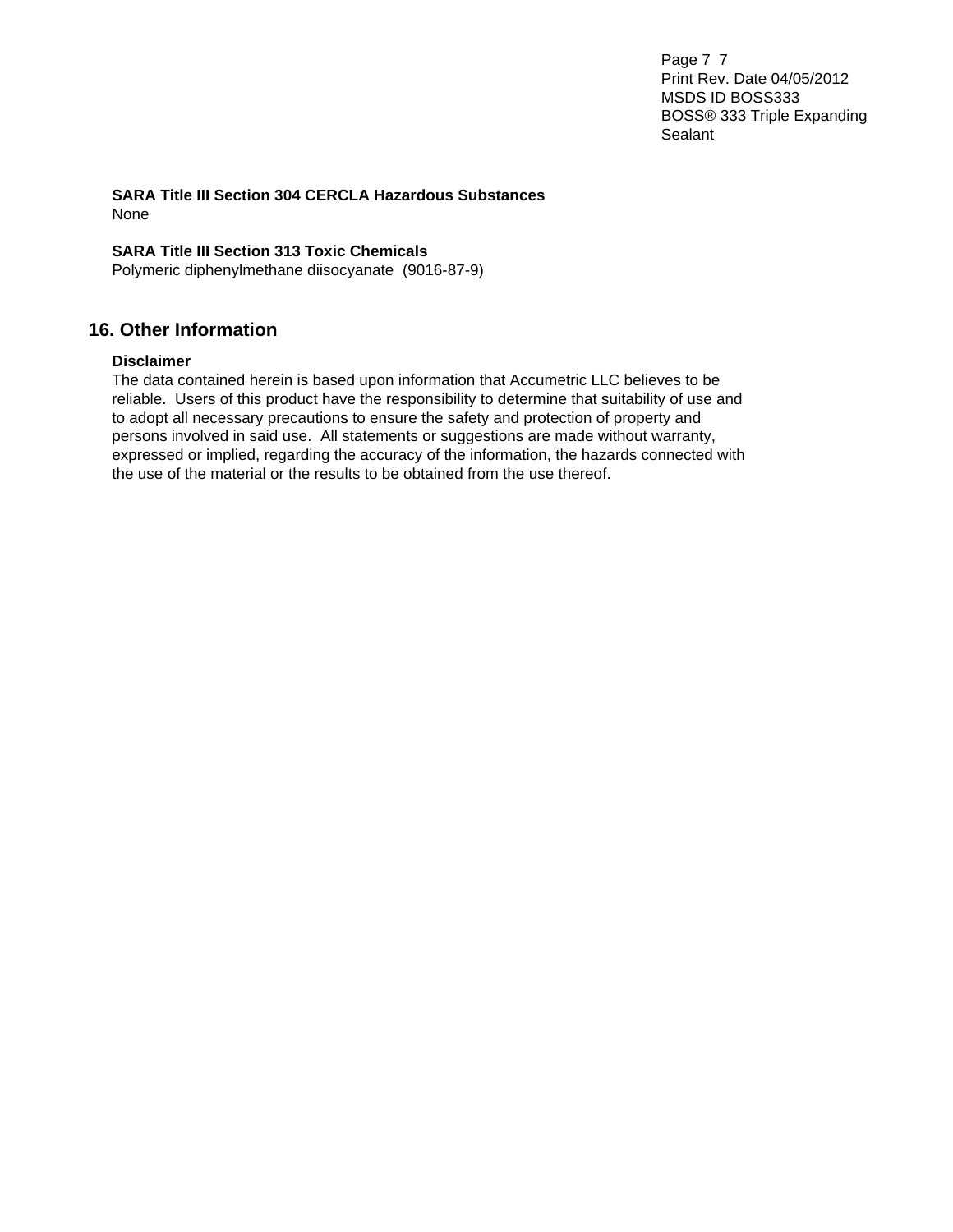**SARA Title III Section 304 CERCLA Hazardous Substances**
None

**SARA Title III Section 313 Toxic Chemicals**
Polymeric diphenylmethane diisocyanate (9016-87-9)

## 16. Other Information

**Disclaimer**
The data contained herein is based upon information that Accumetric LLC believes to be reliable. Users of this product have the responsibility to determine that suitability of use and to adopt all necessary precautions to ensure the safety and protection of property and persons involved in said use. All statements or suggestions are made without warranty, expressed or implied, regarding the accuracy of the information, the hazards connected with the use of the material or the results to be obtained from the use thereof.